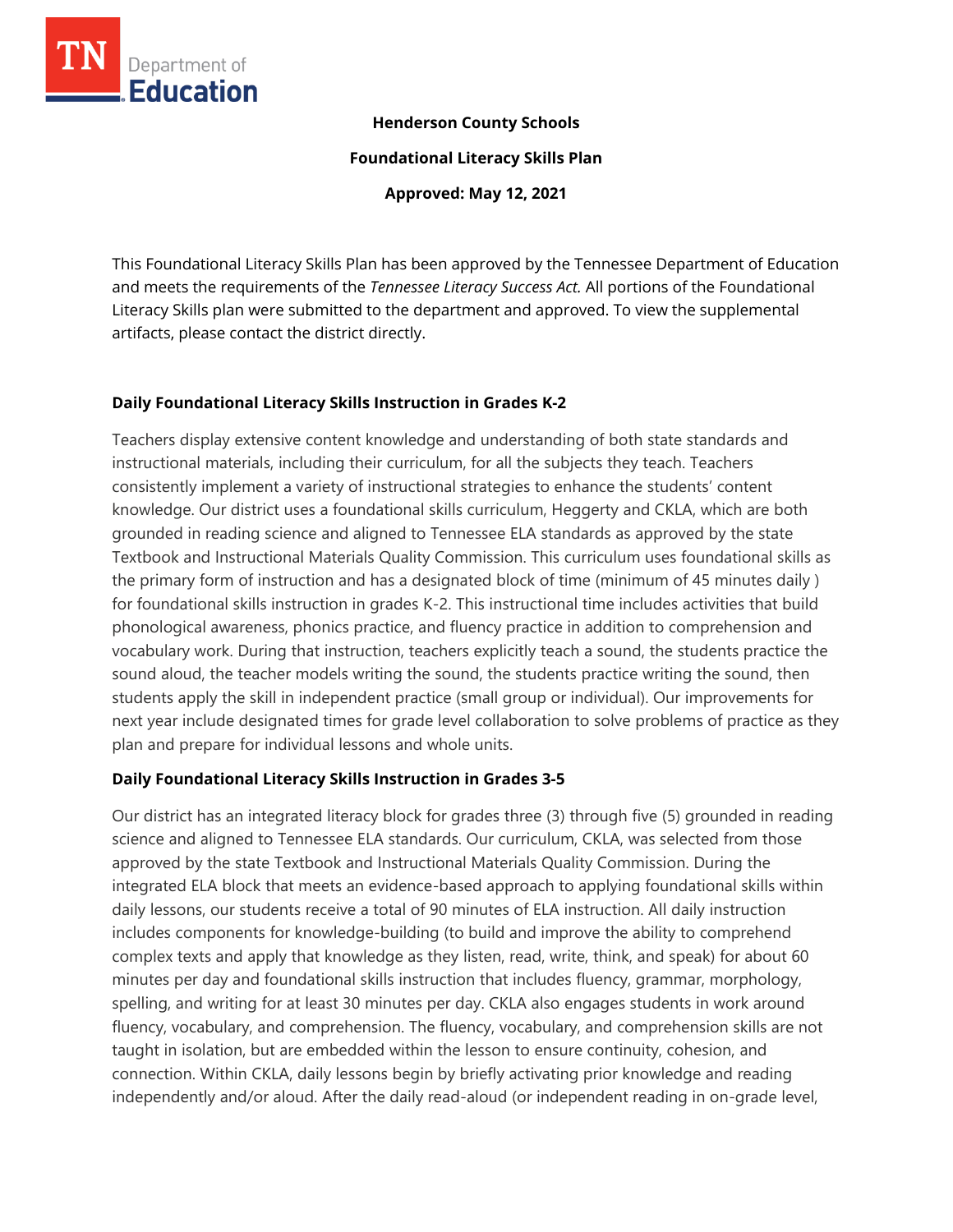**Henderson County Schools**

**Foundational Literacy Skills Plan**

**Approved: May 12, 2021**

This Foundational Literacy Skills Plan has been approved by the Tennessee Department of Education and meets the requirements of the *Tennessee Literacy Success Act.* All portions of the Foundational Literacy Skills plan were submitted to the department and approved. To view the supplemental artifacts, please contact the district directly.

## Daily Foundational Literacy Skills Instruction in Grades K-2

Teachers display extensive content knowledge and understanding of both state standards and instructional materials, including their curriculum, for all the subjects they teach. Teachers consistently implement a variety of instructional strategies to enhance the students' content knowledge. Our district uses a foundational skills curriculum, Heggerty and CKLA, which are both grounded in reading science and aligned to Tennessee ELA standards as approved by the state Textbook and Instructional Materials Quality Commission. This curriculum uses foundational skills as the primary form of instruction and has a designated block of time (minimum of 45 minutes daily ) for foundational skills instruction in grades K-2. This instructional time includes activities that build phonological awareness, phonics practice, and fluency practice in addition to comprehension and vocabulary work. During that instruction, teachers explicitly teach a sound, the students practice the sound aloud, the teacher models writing the sound, the students practice writing the sound, then students apply the skill in independent practice (small group or individual). Our improvements for next year include designated times for grade level collaboration to solve problems of practice as they plan and prepare for individual lessons and whole units.

## Daily Foundational Literacy Skills Instruction in Grades 3-5

Our district has an integrated literacy block for grades three (3) through five (5) grounded in reading science and aligned to Tennessee ELA standards. Our curriculum, CKLA, was selected from those approved by the state Textbook and Instructional Materials Quality Commission. During the integrated ELA block that meets an evidence-based approach to applying foundational skills within daily lessons, our students receive a total of 90 minutes of ELA instruction. All daily instruction includes components for knowledge-building (to build and improve the ability to comprehend complex texts and apply that knowledge as they listen, read, write, think, and speak) for about 60 minutes per day and foundational skills instruction that includes fluency, grammar, morphology, spelling, and writing for at least 30 minutes per day. CKLA also engages students in work around fluency, vocabulary, and comprehension. The fluency, vocabulary, and comprehension skills are not taught in isolation, but are embedded within the lesson to ensure continuity, cohesion, and connection. Within CKLA, daily lessons begin by briefly activating prior knowledge and reading independently and/or aloud. After the daily read-aloud (or independent reading in on-grade level,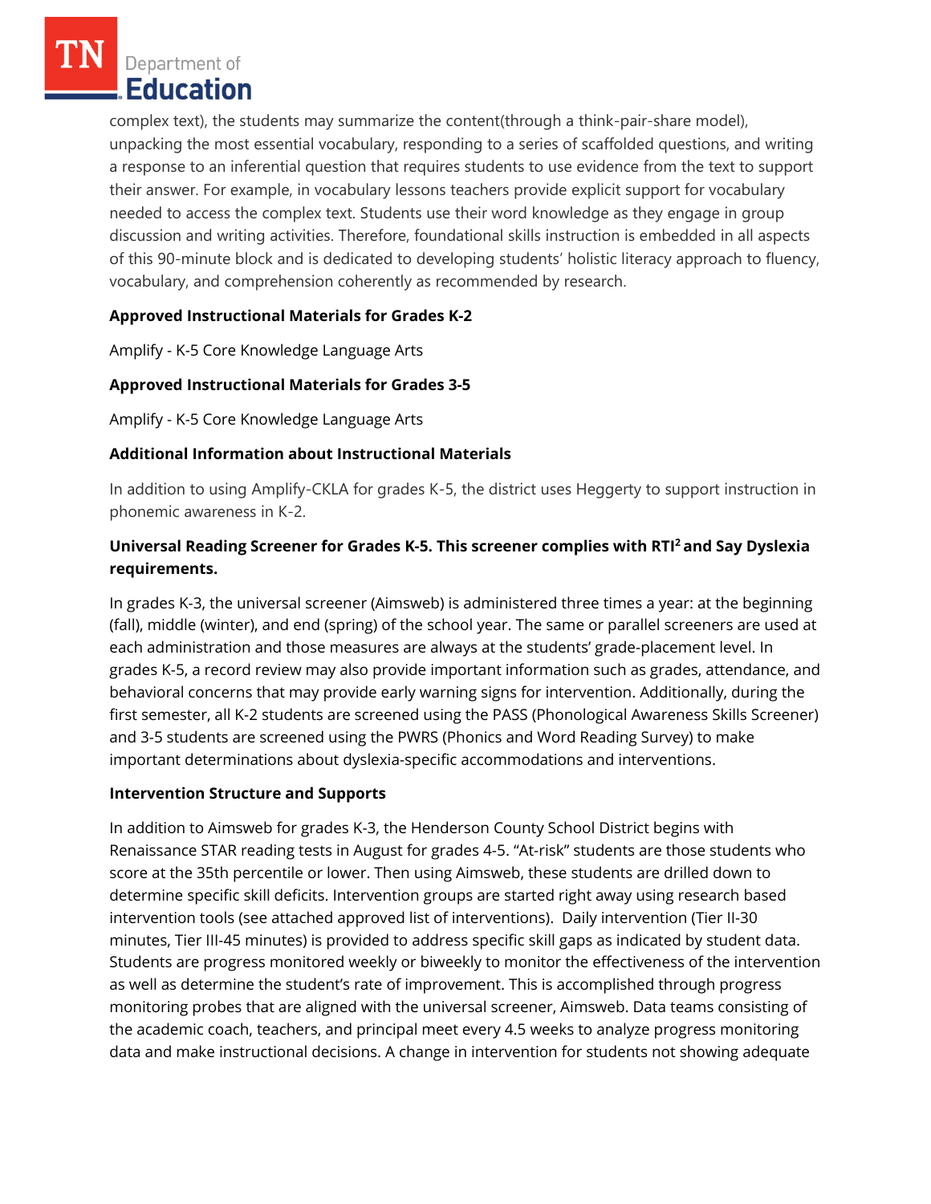complex text), the students may summarize the content(through a think-pair-share model), unpacking the most essential vocabulary, responding to a series of scaffolded questions, and writing a response to an inferential question that requires students to use evidence from the text to support their answer. For example, in vocabulary lessons teachers provide explicit support for vocabulary needed to access the complex text. Students use their word knowledge as they engage in group discussion and writing activities. Therefore, foundational skills instruction is embedded in all aspects of this 90-minute block and is dedicated to developing students' holistic literacy approach to fluency, vocabulary, and comprehension coherently as recommended by research.

**Approved Instructional Materials for Grades K-2**

Amplify - K-5 Core Knowledge Language Arts

**Approved Instructional Materials for Grades 3-5**

Amplify - K-5 Core Knowledge Language Arts

**Additional Information about Instructional Materials**

In addition to using Amplify-CKLA for grades K-5, the district uses Heggerty to support instruction in phonemic awareness in K-2.

**Universal Reading Screener for Grades K-5. This screener complies with RTI² and Say Dyslexia requirements.**

In grades K-3, the universal screener (Aimsweb) is administered three times a year: at the beginning (fall), middle (winter), and end (spring) of the school year. The same or parallel screeners are used at each administration and those measures are always at the students' grade-placement level. In grades K-5, a record review may also provide important information such as grades, attendance, and behavioral concerns that may provide early warning signs for intervention. Additionally, during the first semester, all K-2 students are screened using the PASS (Phonological Awareness Skills Screener) and 3-5 students are screened using the PWRS (Phonics and Word Reading Survey) to make important determinations about dyslexia-specific accommodations and interventions.

**Intervention Structure and Supports**

In addition to Aimsweb for grades K-3, the Henderson County School District begins with Renaissance STAR reading tests in August for grades 4-5. "At-risk" students are those students who score at the 35th percentile or lower. Then using Aimsweb, these students are drilled down to determine specific skill deficits. Intervention groups are started right away using research based intervention tools (see attached approved list of interventions). Daily intervention (Tier II-30 minutes, Tier III-45 minutes) is provided to address specific skill gaps as indicated by student data. Students are progress monitored weekly or biweekly to monitor the effectiveness of the intervention as well as determine the student's rate of improvement. This is accomplished through progress monitoring probes that are aligned with the universal screener, Aimsweb. Data teams consisting of the academic coach, teachers, and principal meet every 4.5 weeks to analyze progress monitoring data and make instructional decisions. A change in intervention for students not showing adequate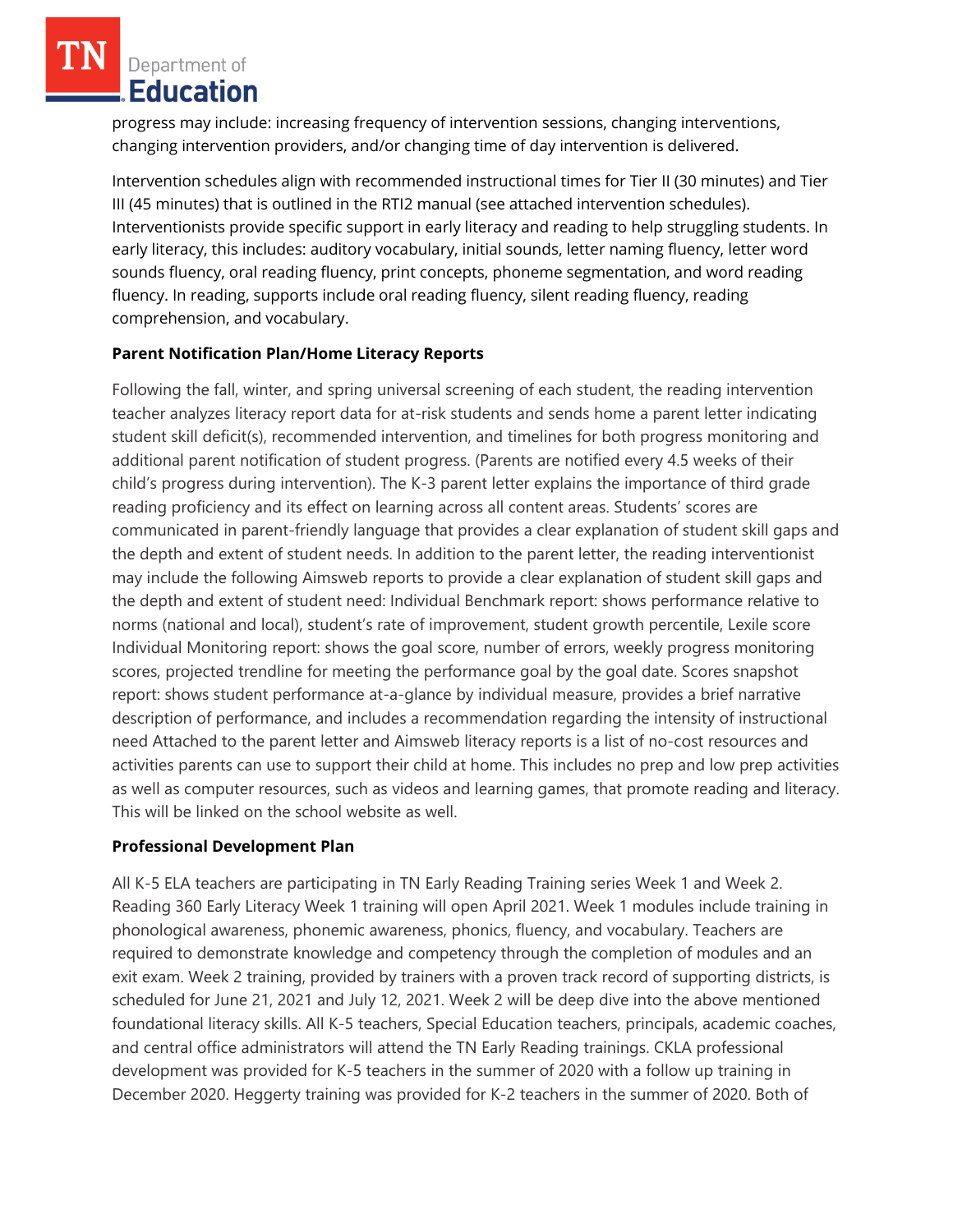progress may include: increasing frequency of intervention sessions, changing interventions, changing intervention providers, and/or changing time of day intervention is delivered.

Intervention schedules align with recommended instructional times for Tier II (30 minutes) and Tier III (45 minutes) that is outlined in the RTI2 manual (see attached intervention schedules). Interventionists provide specific support in early literacy and reading to help struggling students. In early literacy, this includes: auditory vocabulary, initial sounds, letter naming fluency, letter word sounds fluency, oral reading fluency, print concepts, phoneme segmentation, and word reading fluency. In reading, supports include oral reading fluency, silent reading fluency, reading comprehension, and vocabulary.

**Parent Notification Plan/Home Literacy Reports**

Following the fall, winter, and spring universal screening of each student, the reading intervention teacher analyzes literacy report data for at-risk students and sends home a parent letter indicating student skill deficit(s), recommended intervention, and timelines for both progress monitoring and additional parent notification of student progress. (Parents are notified every 4.5 weeks of their child's progress during intervention). The K-3 parent letter explains the importance of third grade reading proficiency and its effect on learning across all content areas. Students' scores are communicated in parent-friendly language that provides a clear explanation of student skill gaps and the depth and extent of student needs. In addition to the parent letter, the reading interventionist may include the following Aimsweb reports to provide a clear explanation of student skill gaps and the depth and extent of student need: Individual Benchmark report: shows performance relative to norms (national and local), student's rate of improvement, student growth percentile, Lexile score Individual Monitoring report: shows the goal score, number of errors, weekly progress monitoring scores, projected trendline for meeting the performance goal by the goal date. Scores snapshot report: shows student performance at-a-glance by individual measure, provides a brief narrative description of performance, and includes a recommendation regarding the intensity of instructional need Attached to the parent letter and Aimsweb literacy reports is a list of no-cost resources and activities parents can use to support their child at home. This includes no prep and low prep activities as well as computer resources, such as videos and learning games, that promote reading and literacy. This will be linked on the school website as well.

**Professional Development Plan**

All K-5 ELA teachers are participating in TN Early Reading Training series Week 1 and Week 2. Reading 360 Early Literacy Week 1 training will open April 2021. Week 1 modules include training in phonological awareness, phonemic awareness, phonics, fluency, and vocabulary. Teachers are required to demonstrate knowledge and competency through the completion of modules and an exit exam. Week 2 training, provided by trainers with a proven track record of supporting districts, is scheduled for June 21, 2021 and July 12, 2021. Week 2 will be deep dive into the above mentioned foundational literacy skills. All K-5 teachers, Special Education teachers, principals, academic coaches, and central office administrators will attend the TN Early Reading trainings. CKLA professional development was provided for K-5 teachers in the summer of 2020 with a follow up training in December 2020. Heggerty training was provided for K-2 teachers in the summer of 2020. Both of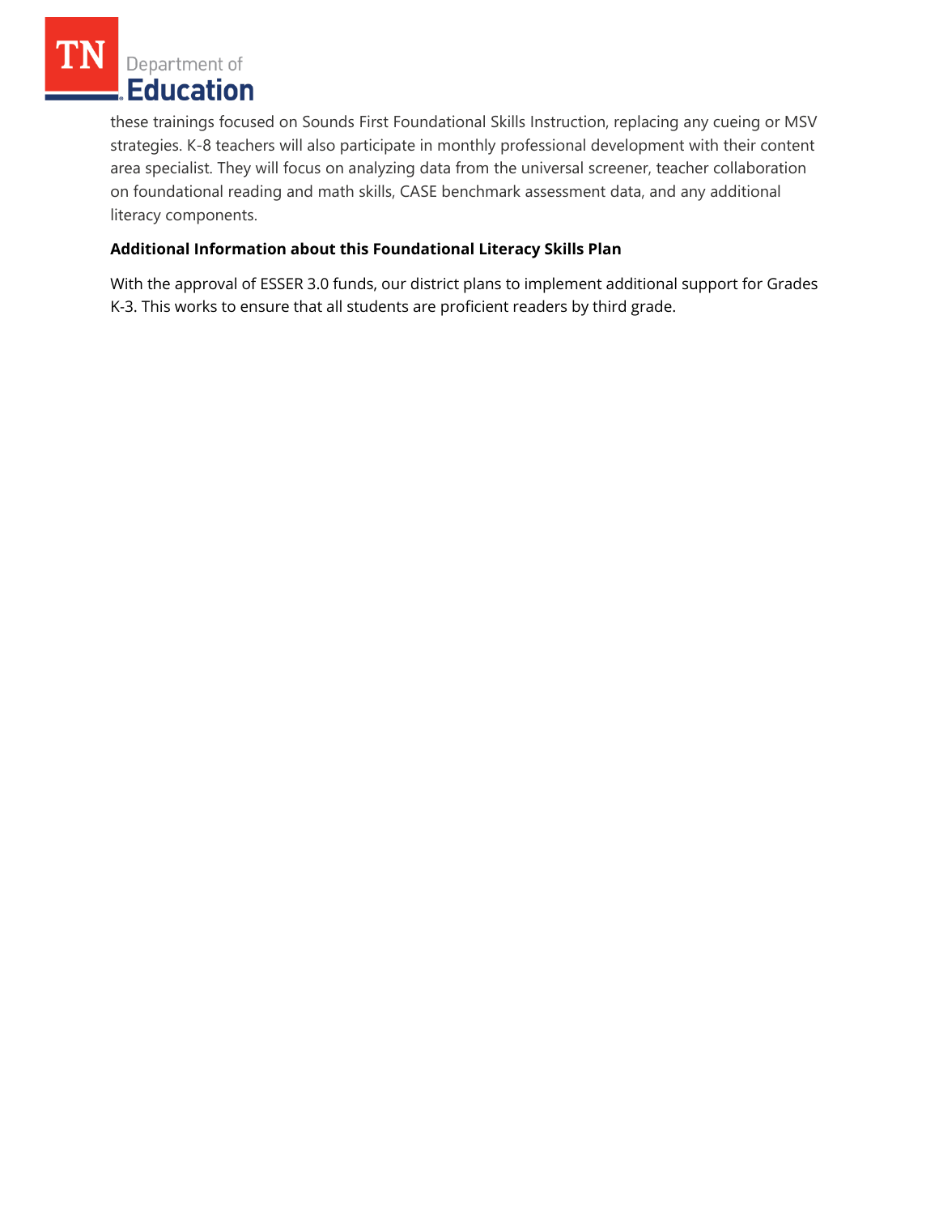these trainings focused on Sounds First Foundational Skills Instruction, replacing any cueing or MSV strategies. K-8 teachers will also participate in monthly professional development with their content area specialist. They will focus on analyzing data from the universal screener, teacher collaboration on foundational reading and math skills, CASE benchmark assessment data, and any additional literacy components.

**Additional Information about this Foundational Literacy Skills Plan**

With the approval of ESSER 3.0 funds, our district plans to implement additional support for Grades K-3. This works to ensure that all students are proficient readers by third grade.